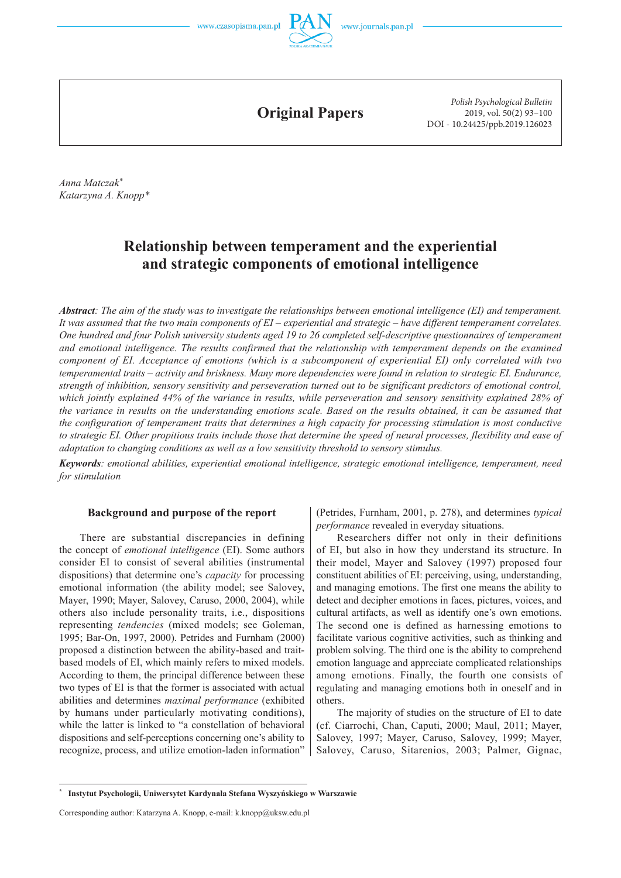## Original Papers

Anna Matczak*
Katarzyna A. Knopp*

# Relationship between temperament and the experiential and strategic components of emotional intelligence

***Abstract****: The aim of the study was to investigate the relationships between emotional intelligence (EI) and temperament. It was assumed that the two main components of EI – experiential and strategic – have different temperament correlates. One hundred and four Polish university students aged 19 to 26 completed self-descriptive questionnaires of temperament and emotional intelligence. The results confirmed that the relationship with temperament depends on the examined component of EI. Acceptance of emotions (which is a subcomponent of experiential EI) only correlated with two temperamental traits – activity and briskness. Many more dependencies were found in relation to strategic EI. Endurance, strength of inhibition, sensory sensitivity and perseveration turned out to be significant predictors of emotional control, which jointly explained 44% of the variance in results, while perseveration and sensory sensitivity explained 28% of the variance in results on the understanding emotions scale. Based on the results obtained, it can be assumed that the configuration of temperament traits that determines a high capacity for processing stimulation is most conductive to strategic EI. Other propitious traits include those that determine the speed of neural processes, flexibility and ease of adaptation to changing conditions as well as a low sensitivity threshold to sensory stimulus.*

***Keywords****: emotional abilities, experiential emotional intelligence, strategic emotional intelligence, temperament, need for stimulation*

### Background and purpose of the report

There are substantial discrepancies in defining the concept of *emotional intelligence* (EI). Some authors consider EI to consist of several abilities (instrumental dispositions) that determine one's *capacity* for processing emotional information (the ability model; see Salovey, Mayer, 1990; Mayer, Salovey, Caruso, 2000, 2004), while others also include personality traits, i.e., dispositions representing *tendencies* (mixed models; see Goleman, 1995; Bar-On, 1997, 2000). Petrides and Furnham (2000) proposed a distinction between the ability-based and trait-based models of EI, which mainly refers to mixed models. According to them, the principal difference between these two types of EI is that the former is associated with actual abilities and determines *maximal performance* (exhibited by humans under particularly motivating conditions), while the latter is linked to "a constellation of behavioral dispositions and self-perceptions concerning one's ability to recognize, process, and utilize emotion-laden information" (Petrides, Furnham, 2001, p. 278), and determines *typical performance* revealed in everyday situations.

Researchers differ not only in their definitions of EI, but also in how they understand its structure. In their model, Mayer and Salovey (1997) proposed four constituent abilities of EI: perceiving, using, understanding, and managing emotions. The first one means the ability to detect and decipher emotions in faces, pictures, voices, and cultural artifacts, as well as identify one's own emotions. The second one is defined as harnessing emotions to facilitate various cognitive activities, such as thinking and problem solving. The third one is the ability to comprehend emotion language and appreciate complicated relationships among emotions. Finally, the fourth one consists of regulating and managing emotions both in oneself and in others.

The majority of studies on the structure of EI to date (cf. Ciarrochi, Chan, Caputi, 2000; Maul, 2011; Mayer, Salovey, 1997; Mayer, Caruso, Salovey, 1999; Mayer, Salovey, Caruso, Sitarenios, 2003; Palmer, Gignac,

---

\* **Instytut Psychologii, Uniwersytet Kardynała Stefana Wyszyńskiego w Warszawie**

Corresponding author: Katarzyna A. Knopp, e-mail: k.knopp@uksw.edu.pl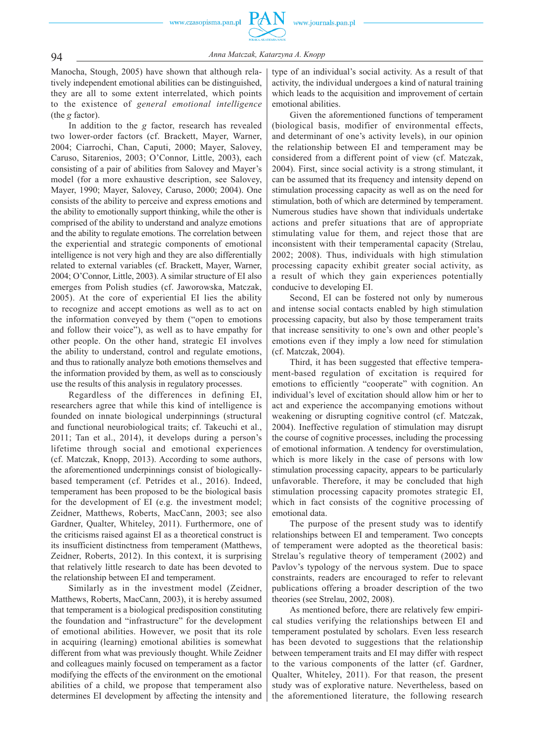Manocha, Stough, 2005) have shown that although relatively independent emotional abilities can be distinguished, they are all to some extent interrelated, which points to the existence of *general emotional intelligence* (the *g* factor).

In addition to the *g* factor, research has revealed two lower-order factors (cf. Brackett, Mayer, Warner, 2004; Ciarrochi, Chan, Caputi, 2000; Mayer, Salovey, Caruso, Sitarenios, 2003; O'Connor, Little, 2003), each consisting of a pair of abilities from Salovey and Mayer's model (for a more exhaustive description, see Salovey, Mayer, 1990; Mayer, Salovey, Caruso, 2000; 2004). One consists of the ability to perceive and express emotions and the ability to emotionally support thinking, while the other is comprised of the ability to understand and analyze emotions and the ability to regulate emotions. The correlation between the experiential and strategic components of emotional intelligence is not very high and they are also differentially related to external variables (cf. Brackett, Mayer, Warner, 2004; O'Connor, Little, 2003). A similar structure of EI also emerges from Polish studies (cf. Jaworowska, Matczak, 2005). At the core of experiential EI lies the ability to recognize and accept emotions as well as to act on the information conveyed by them ("open to emotions and follow their voice"), as well as to have empathy for other people. On the other hand, strategic EI involves the ability to understand, control and regulate emotions, and thus to rationally analyze both emotions themselves and the information provided by them, as well as to consciously use the results of this analysis in regulatory processes.

Regardless of the differences in defining EI, researchers agree that while this kind of intelligence is founded on innate biological underpinnings (structural and functional neurobiological traits; cf. Takeuchi et al., 2011; Tan et al., 2014), it develops during a person's lifetime through social and emotional experiences (cf. Matczak, Knopp, 2013). According to some authors, the aforementioned underpinnings consist of biologically-based temperament (cf. Petrides et al., 2016). Indeed, temperament has been proposed to be the biological basis for the development of EI (e.g. the investment model; Zeidner, Matthews, Roberts, MacCann, 2003; see also Gardner, Qualter, Whiteley, 2011). Furthermore, one of the criticisms raised against EI as a theoretical construct is its insufficient distinctness from temperament (Matthews, Zeidner, Roberts, 2012). In this context, it is surprising that relatively little research to date has been devoted to the relationship between EI and temperament.

Similarly as in the investment model (Zeidner, Matthews, Roberts, MacCann, 2003), it is hereby assumed that temperament is a biological predisposition constituting the foundation and "infrastructure" for the development of emotional abilities. However, we posit that its role in acquiring (learning) emotional abilities is somewhat different from what was previously thought. While Zeidner and colleagues mainly focused on temperament as a factor modifying the effects of the environment on the emotional abilities of a child, we propose that temperament also determines EI development by affecting the intensity and type of an individual's social activity. As a result of that activity, the individual undergoes a kind of natural training which leads to the acquisition and improvement of certain emotional abilities.

Given the aforementioned functions of temperament (biological basis, modifier of environmental effects, and determinant of one's activity levels), in our opinion the relationship between EI and temperament may be considered from a different point of view (cf. Matczak, 2004). First, since social activity is a strong stimulant, it can be assumed that its frequency and intensity depend on stimulation processing capacity as well as on the need for stimulation, both of which are determined by temperament. Numerous studies have shown that individuals undertake actions and prefer situations that are of appropriate stimulating value for them, and reject those that are inconsistent with their temperamental capacity (Strelau, 2002; 2008). Thus, individuals with high stimulation processing capacity exhibit greater social activity, as a result of which they gain experiences potentially conducive to developing EI.

Second, EI can be fostered not only by numerous and intense social contacts enabled by high stimulation processing capacity, but also by those temperament traits that increase sensitivity to one's own and other people's emotions even if they imply a low need for stimulation (cf. Matczak, 2004).

Third, it has been suggested that effective temperament-based regulation of excitation is required for emotions to efficiently "cooperate" with cognition. An individual's level of excitation should allow him or her to act and experience the accompanying emotions without weakening or disrupting cognitive control (cf. Matczak, 2004). Ineffective regulation of stimulation may disrupt the course of cognitive processes, including the processing of emotional information. A tendency for overstimulation, which is more likely in the case of persons with low stimulation processing capacity, appears to be particularly unfavorable. Therefore, it may be concluded that high stimulation processing capacity promotes strategic EI, which in fact consists of the cognitive processing of emotional data.

The purpose of the present study was to identify relationships between EI and temperament. Two concepts of temperament were adopted as the theoretical basis: Strelau's regulative theory of temperament (2002) and Pavlov's typology of the nervous system. Due to space constraints, readers are encouraged to refer to relevant publications offering a broader description of the two theories (see Strelau, 2002, 2008).

As mentioned before, there are relatively few empirical studies verifying the relationships between EI and temperament postulated by scholars. Even less research has been devoted to suggestions that the relationship between temperament traits and EI may differ with respect to the various components of the latter (cf. Gardner, Qualter, Whiteley, 2011). For that reason, the present study was of explorative nature. Nevertheless, based on the aforementioned literature, the following research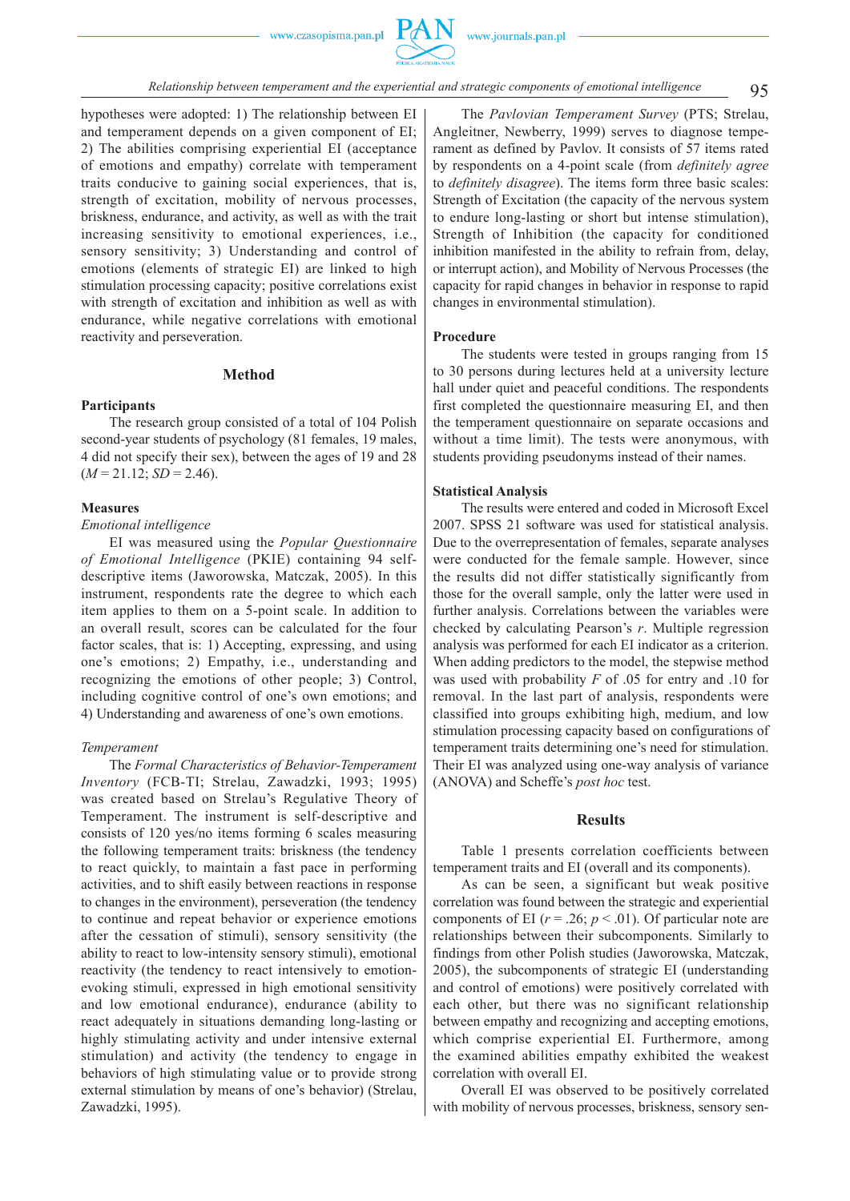hypotheses were adopted: 1) The relationship between EI and temperament depends on a given component of EI; 2) The abilities comprising experiential EI (acceptance of emotions and empathy) correlate with temperament traits conducive to gaining social experiences, that is, strength of excitation, mobility of nervous processes, briskness, endurance, and activity, as well as with the trait increasing sensitivity to emotional experiences, i.e., sensory sensitivity; 3) Understanding and control of emotions (elements of strategic EI) are linked to high stimulation processing capacity; positive correlations exist with strength of excitation and inhibition as well as with endurance, while negative correlations with emotional reactivity and perseveration.

## Method

### Participants

The research group consisted of a total of 104 Polish second-year students of psychology (81 females, 19 males, 4 did not specify their sex), between the ages of 19 and 28 ($M = 21.12$; $SD = 2.46$).

### Measures

*Emotional intelligence*

EI was measured using the *Popular Questionnaire of Emotional Intelligence* (PKIE) containing 94 self-descriptive items (Jaworowska, Matczak, 2005). In this instrument, respondents rate the degree to which each item applies to them on a 5-point scale. In addition to an overall result, scores can be calculated for the four factor scales, that is: 1) Accepting, expressing, and using one's emotions; 2) Empathy, i.e., understanding and recognizing the emotions of other people; 3) Control, including cognitive control of one's own emotions; and 4) Understanding and awareness of one's own emotions.

*Temperament*

The *Formal Characteristics of Behavior-Temperament Inventory* (FCB-TI; Strelau, Zawadzki, 1993; 1995) was created based on Strelau's Regulative Theory of Temperament. The instrument is self-descriptive and consists of 120 yes/no items forming 6 scales measuring the following temperament traits: briskness (the tendency to react quickly, to maintain a fast pace in performing activities, and to shift easily between reactions in response to changes in the environment), perseveration (the tendency to continue and repeat behavior or experience emotions after the cessation of stimuli), sensory sensitivity (the ability to react to low-intensity sensory stimuli), emotional reactivity (the tendency to react intensively to emotion-evoking stimuli, expressed in high emotional sensitivity and low emotional endurance), endurance (ability to react adequately in situations demanding long-lasting or highly stimulating activity and under intensive external stimulation) and activity (the tendency to engage in behaviors of high stimulating value or to provide strong external stimulation by means of one's behavior) (Strelau, Zawadzki, 1995).

The *Pavlovian Temperament Survey* (PTS; Strelau, Angleitner, Newberry, 1999) serves to diagnose temperament as defined by Pavlov. It consists of 57 items rated by respondents on a 4-point scale (from *definitely agree* to *definitely disagree*). The items form three basic scales: Strength of Excitation (the capacity of the nervous system to endure long-lasting or short but intense stimulation), Strength of Inhibition (the capacity for conditioned inhibition manifested in the ability to refrain from, delay, or interrupt action), and Mobility of Nervous Processes (the capacity for rapid changes in behavior in response to rapid changes in environmental stimulation).

### Procedure

The students were tested in groups ranging from 15 to 30 persons during lectures held at a university lecture hall under quiet and peaceful conditions. The respondents first completed the questionnaire measuring EI, and then the temperament questionnaire on separate occasions and without a time limit). The tests were anonymous, with students providing pseudonyms instead of their names.

### Statistical Analysis

The results were entered and coded in Microsoft Excel 2007. SPSS 21 software was used for statistical analysis. Due to the overrepresentation of females, separate analyses were conducted for the female sample. However, since the results did not differ statistically significantly from those for the overall sample, only the latter were used in further analysis. Correlations between the variables were checked by calculating Pearson's $r$. Multiple regression analysis was performed for each EI indicator as a criterion. When adding predictors to the model, the stepwise method was used with probability $F$ of .05 for entry and .10 for removal. In the last part of analysis, respondents were classified into groups exhibiting high, medium, and low stimulation processing capacity based on configurations of temperament traits determining one's need for stimulation. Their EI was analyzed using one-way analysis of variance (ANOVA) and Scheffe's *post hoc* test.

## Results

Table 1 presents correlation coefficients between temperament traits and EI (overall and its components).

As can be seen, a significant but weak positive correlation was found between the strategic and experiential components of EI ($r = .26$; $p < .01$). Of particular note are relationships between their subcomponents. Similarly to findings from other Polish studies (Jaworowska, Matczak, 2005), the subcomponents of strategic EI (understanding and control of emotions) were positively correlated with each other, but there was no significant relationship between empathy and recognizing and accepting emotions, which comprise experiential EI. Furthermore, among the examined abilities empathy exhibited the weakest correlation with overall EI.

Overall EI was observed to be positively correlated with mobility of nervous processes, briskness, sensory sen-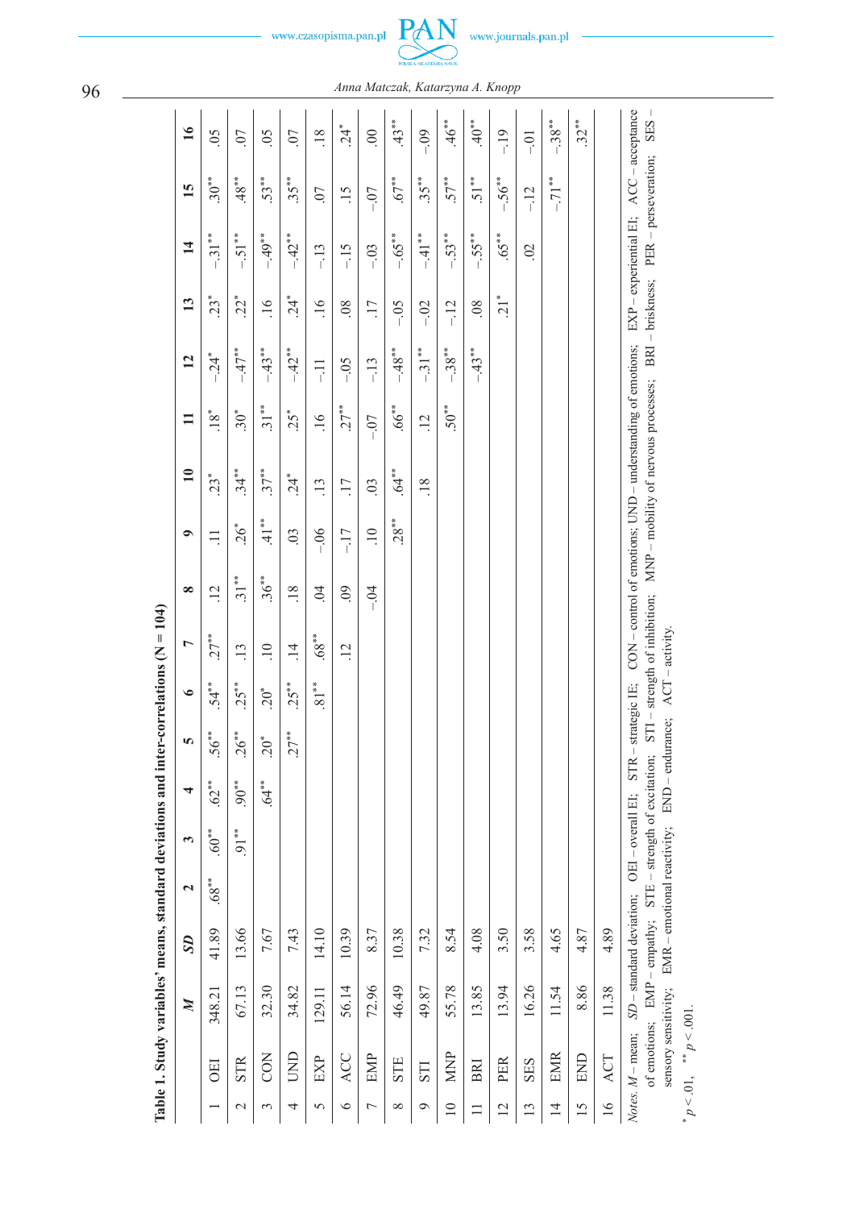**Table 1. Study variables' means, standard deviations and inter-correlations (N = 104)**

| | | *M* | *SD* | 2 | 3 | 4 | 5 | 6 | 7 | 8 | 9 | 10 | 11 | 12 | 13 | 14 | 15 | 16 |
|---|---|---|---|---|---|---|---|---|---|---|---|---|---|---|---|---|---|---|
| 1 | OEI | 348.21 | 41.89 | .68** | .60** | .62** | .56** | .54** | .27** | .12 | .11 | .23* | .18* | -.24* | .23* | -.31** | .30** | .05 |
| 2 | STR | 67.13 | 13.66 | | .91** | .90** | .26** | .25** | .13 | .31** | .26* | .34** | .30* | -.47** | .22* | -.51** | .48** | .07 |
| 3 | CON | 32.30 | 7.67 | | | .64** | .20* | .20* | .10 | .36** | .41** | .37** | .31** | -.43** | .16 | -.49** | .53** | .05 |
| 4 | UND | 34.82 | 7.43 | | | | .27** | .25** | .14 | .18 | .03 | .24* | .25* | -.42** | .24* | -.42** | .35** | .07 |
| 5 | EXP | 129.11 | 14.10 | | | | | .81** | .68** | .04 | -.06 | .13 | .16 | -.11 | .16 | -.13 | .07 | .18 |
| 6 | ACC | 56.14 | 10.39 | | | | | | .12 | .09 | -.17 | .17 | .27** | -.05 | .08 | -.15 | .15 | .24* |
| 7 | EMP | 72.96 | 8.37 | | | | | | | -.04 | .10 | .03 | -.07 | -.13 | .17 | -.03 | -.07 | .00 |
| 8 | STE | 46.49 | 10.38 | | | | | | | | .28** | .64** | .66** | -.48** | -.05 | -.65** | .67** | .43** |
| 9 | STI | 49.87 | 7.32 | | | | | | | | | .18 | .12 | -.31** | -.02 | -.41** | .35** | -.09 |
| 10 | MNP | 55.78 | 8.54 | | | | | | | | | | .50** | -.38** | -.12 | -.53** | .57** | .46** |
| 11 | BRI | 13.85 | 4.08 | | | | | | | | | | | -.43** | .08 | -.55** | .51** | .40** |
| 12 | PER | 13.94 | 3.50 | | | | | | | | | | | | .21* | .65** | -.56** | -.19 |
| 13 | SES | 16.26 | 3.58 | | | | | | | | | | | | | .02 | -.12 | -.01 |
| 14 | EMR | 11.54 | 4.65 | | | | | | | | | | | | | | -.71** | -.38** |
| 15 | END | 8.86 | 4.87 | | | | | | | | | | | | | | | .32** |
| 16 | ACT | 11.38 | 4.89 | | | | | | | | | | | | | | | |

*Notes.* *M* – mean; *SD* – standard deviation; OEI – overall EI; STR – strategic IE; CON – control of emotions; UND – understanding of emotions; EXP – experiential EI; ACC – acceptance of emotions; EMP – empathy; STE – strength of excitation; STI – strength of inhibition; MNP – mobility of nervous processes; BRI – briskness; PER – perseveration; SES – sensory sensitivity; EMR – emotional reactivity; END – endurance; ACT – activity.

\* $p < .01$, \*\* $p < .001$.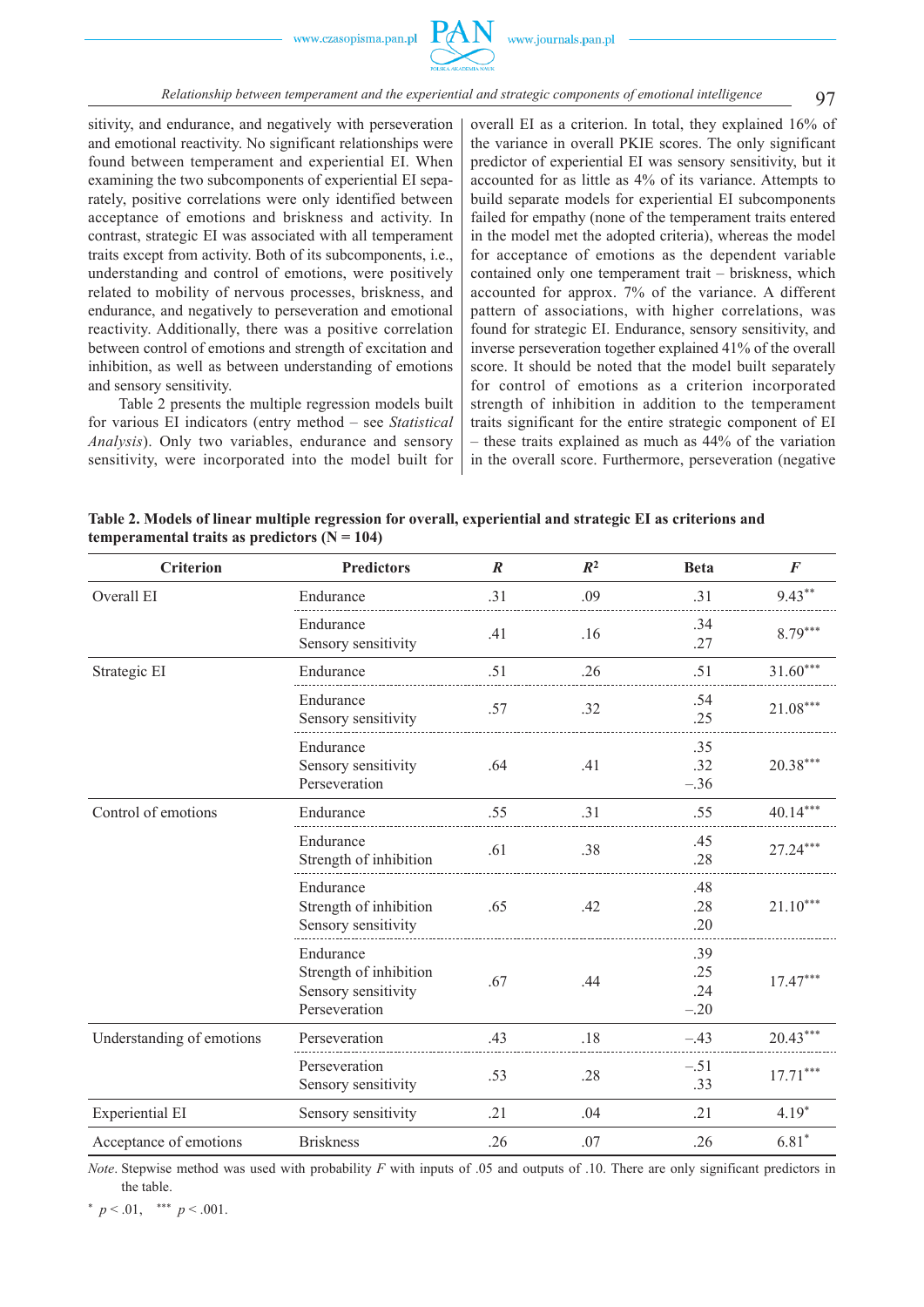sitivity, and endurance, and negatively with perseveration and emotional reactivity. No significant relationships were found between temperament and experiential EI. When examining the two subcomponents of experiential EI separately, positive correlations were only identified between acceptance of emotions and briskness and activity. In contrast, strategic EI was associated with all temperament traits except from activity. Both of its subcomponents, i.e., understanding and control of emotions, were positively related to mobility of nervous processes, briskness, and endurance, and negatively to perseveration and emotional reactivity. Additionally, there was a positive correlation between control of emotions and strength of excitation and inhibition, as well as between understanding of emotions and sensory sensitivity.

Table 2 presents the multiple regression models built for various EI indicators (entry method – see *Statistical Analysis*). Only two variables, endurance and sensory sensitivity, were incorporated into the model built for overall EI as a criterion. In total, they explained 16% of the variance in overall PKIE scores. The only significant predictor of experiential EI was sensory sensitivity, but it accounted for as little as 4% of its variance. Attempts to build separate models for experiential EI subcomponents failed for empathy (none of the temperament traits entered in the model met the adopted criteria), whereas the model for acceptance of emotions as the dependent variable contained only one temperament trait – briskness, which accounted for approx. 7% of the variance. A different pattern of associations, with higher correlations, was found for strategic EI. Endurance, sensory sensitivity, and inverse perseveration together explained 41% of the overall score. It should be noted that the model built separately for control of emotions as a criterion incorporated strength of inhibition in addition to the temperament traits significant for the entire strategic component of EI – these traits explained as much as 44% of the variation in the overall score. Furthermore, perseveration (negative

**Table 2. Models of linear multiple regression for overall, experiential and strategic EI as criterions and temperamental traits as predictors (N = 104)**

| Criterion | Predictors | *R* | $R^2$ | Beta | *F* |
|---|---|---|---|---|---|
| Overall EI | Endurance | .31 | .09 | .31 | $9.43^{**}$ |
| | Endurance<br>Sensory sensitivity | .41 | .16 | .34<br>.27 | $8.79^{***}$ |
| Strategic EI | Endurance | .51 | .26 | .51 | $31.60^{***}$ |
| | Endurance<br>Sensory sensitivity | .57 | .32 | .54<br>.25 | $21.08^{***}$ |
| | Endurance<br>Sensory sensitivity<br>Perseveration | .64 | .41 | .35<br>.32<br>−.36 | $20.38^{***}$ |
| Control of emotions | Endurance | .55 | .31 | .55 | $40.14^{***}$ |
| | Endurance<br>Strength of inhibition | .61 | .38 | .45<br>.28 | $27.24^{***}$ |
| | Endurance<br>Strength of inhibition<br>Sensory sensitivity | .65 | .42 | .48<br>.28<br>.20 | $21.10^{***}$ |
| | Endurance<br>Strength of inhibition<br>Sensory sensitivity<br>Perseveration | .67 | .44 | .39<br>.25<br>.24<br>−.20 | $17.47^{***}$ |
| Understanding of emotions | Perseveration | .43 | .18 | −.43 | $20.43^{***}$ |
| | Perseveration<br>Sensory sensitivity | .53 | .28 | −.51<br>.33 | $17.71^{***}$ |
| Experiential EI | Sensory sensitivity | .21 | .04 | .21 | $4.19^{*}$ |
| Acceptance of emotions | Briskness | .26 | .07 | .26 | $6.81^{*}$ |

*Note*. Stepwise method was used with probability *F* with inputs of .05 and outputs of .10. There are only significant predictors in the table.

$^{*}$ $p < .01$, $^{***}$ $p < .001$.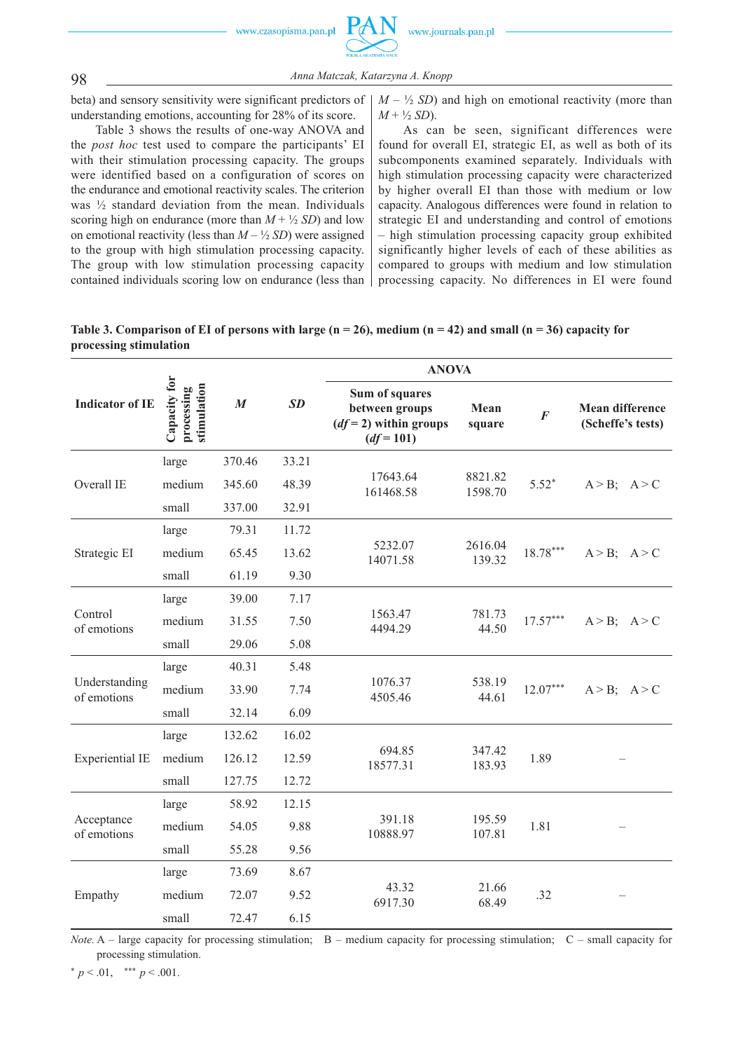beta) and sensory sensitivity were significant predictors of understanding emotions, accounting for 28% of its score.

Table 3 shows the results of one-way ANOVA and the *post hoc* test used to compare the participants' EI with their stimulation processing capacity. The groups were identified based on a configuration of scores on the endurance and emotional reactivity scales. The criterion was ½ standard deviation from the mean. Individuals scoring high on endurance (more than $M + ½\ SD$) and low on emotional reactivity (less than $M - ½\ SD$) were assigned to the group with high stimulation processing capacity. The group with low stimulation processing capacity contained individuals scoring low on endurance (less than $M - ½\ SD$) and high on emotional reactivity (more than $M + ½\ SD$).

As can be seen, significant differences were found for overall EI, strategic EI, as well as both of its subcomponents examined separately. Individuals with high stimulation processing capacity were characterized by higher overall EI than those with medium or low capacity. Analogous differences were found in relation to strategic EI and understanding and control of emotions – high stimulation processing capacity group exhibited significantly higher levels of each of these abilities as compared to groups with medium and low stimulation processing capacity. No differences in EI were found

**Table 3. Comparison of EI of persons with large (n = 26), medium (n = 42) and small (n = 36) capacity for processing stimulation**

| Indicator of IE | Capacity for processing stimulation | *M* | *SD* | ANOVA: Sum of squares between groups ($df = 2$) within groups ($df = 101$) | ANOVA: Mean square | ANOVA: *F* | ANOVA: Mean difference (Scheffe's tests) |
|---|---|---|---|---|---|---|---|
| Overall IE | large | 370.46 | 33.21 | 17643.64 | 8821.82 | 5.52* | A > B; A > C |
| | medium | 345.60 | 48.39 | 161468.58 | 1598.70 | | |
| | small | 337.00 | 32.91 | | | | |
| Strategic EI | large | 79.31 | 11.72 | 5232.07 | 2616.04 | 18.78*** | A > B; A > C |
| | medium | 65.45 | 13.62 | 14071.58 | 139.32 | | |
| | small | 61.19 | 9.30 | | | | |
| Control of emotions | large | 39.00 | 7.17 | 1563.47 | 781.73 | 17.57*** | A > B; A > C |
| | medium | 31.55 | 7.50 | 4494.29 | 44.50 | | |
| | small | 29.06 | 5.08 | | | | |
| Understanding of emotions | large | 40.31 | 5.48 | 1076.37 | 538.19 | 12.07*** | A > B; A > C |
| | medium | 33.90 | 7.74 | 4505.46 | 44.61 | | |
| | small | 32.14 | 6.09 | | | | |
| Experiential IE | large | 132.62 | 16.02 | 694.85 | 347.42 | 1.89 | – |
| | medium | 126.12 | 12.59 | 18577.31 | 183.93 | | |
| | small | 127.75 | 12.72 | | | | |
| Acceptance of emotions | large | 58.92 | 12.15 | 391.18 | 195.59 | 1.81 | – |
| | medium | 54.05 | 9.88 | 10888.97 | 107.81 | | |
| | small | 55.28 | 9.56 | | | | |
| Empathy | large | 73.69 | 8.67 | 43.32 | 21.66 | .32 | – |
| | medium | 72.07 | 9.52 | 6917.30 | 68.49 | | |
| | small | 72.47 | 6.15 | | | | |

*Note.* A – large capacity for processing stimulation; B – medium capacity for processing stimulation; C – small capacity for processing stimulation.

\* $p < .01$, \*\*\* $p < .001$.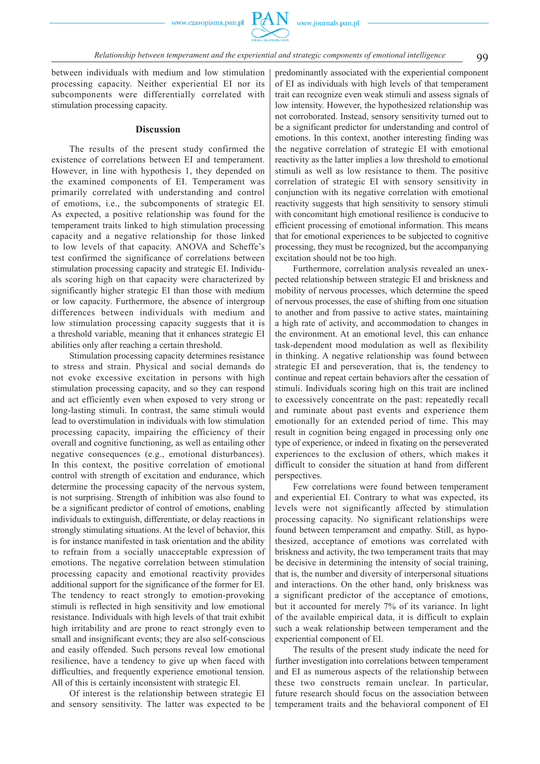between individuals with medium and low stimulation processing capacity. Neither experiential EI nor its subcomponents were differentially correlated with stimulation processing capacity.

## Discussion

The results of the present study confirmed the existence of correlations between EI and temperament. However, in line with hypothesis 1, they depended on the examined components of EI. Temperament was primarily correlated with understanding and control of emotions, i.e., the subcomponents of strategic EI. As expected, a positive relationship was found for the temperament traits linked to high stimulation processing capacity and a negative relationship for those linked to low levels of that capacity. ANOVA and Scheffe's test confirmed the significance of correlations between stimulation processing capacity and strategic EI. Individuals scoring high on that capacity were characterized by significantly higher strategic EI than those with medium or low capacity. Furthermore, the absence of intergroup differences between individuals with medium and low stimulation processing capacity suggests that it is a threshold variable, meaning that it enhances strategic EI abilities only after reaching a certain threshold.

Stimulation processing capacity determines resistance to stress and strain. Physical and social demands do not evoke excessive excitation in persons with high stimulation processing capacity, and so they can respond and act efficiently even when exposed to very strong or long-lasting stimuli. In contrast, the same stimuli would lead to overstimulation in individuals with low stimulation processing capacity, impairing the efficiency of their overall and cognitive functioning, as well as entailing other negative consequences (e.g., emotional disturbances). In this context, the positive correlation of emotional control with strength of excitation and endurance, which determine the processing capacity of the nervous system, is not surprising. Strength of inhibition was also found to be a significant predictor of control of emotions, enabling individuals to extinguish, differentiate, or delay reactions in strongly stimulating situations. At the level of behavior, this is for instance manifested in task orientation and the ability to refrain from a socially unacceptable expression of emotions. The negative correlation between stimulation processing capacity and emotional reactivity provides additional support for the significance of the former for EI. The tendency to react strongly to emotion-provoking stimuli is reflected in high sensitivity and low emotional resistance. Individuals with high levels of that trait exhibit high irritability and are prone to react strongly even to small and insignificant events; they are also self-conscious and easily offended. Such persons reveal low emotional resilience, have a tendency to give up when faced with difficulties, and frequently experience emotional tension. All of this is certainly inconsistent with strategic EI.

Of interest is the relationship between strategic EI and sensory sensitivity. The latter was expected to be predominantly associated with the experiential component of EI as individuals with high levels of that temperament trait can recognize even weak stimuli and assess signals of low intensity. However, the hypothesized relationship was not corroborated. Instead, sensory sensitivity turned out to be a significant predictor for understanding and control of emotions. In this context, another interesting finding was the negative correlation of strategic EI with emotional reactivity as the latter implies a low threshold to emotional stimuli as well as low resistance to them. The positive correlation of strategic EI with sensory sensitivity in conjunction with its negative correlation with emotional reactivity suggests that high sensitivity to sensory stimuli with concomitant high emotional resilience is conducive to efficient processing of emotional information. This means that for emotional experiences to be subjected to cognitive processing, they must be recognized, but the accompanying excitation should not be too high.

Furthermore, correlation analysis revealed an unexpected relationship between strategic EI and briskness and mobility of nervous processes, which determine the speed of nervous processes, the ease of shifting from one situation to another and from passive to active states, maintaining a high rate of activity, and accommodation to changes in the environment. At an emotional level, this can enhance task-dependent mood modulation as well as flexibility in thinking. A negative relationship was found between strategic EI and perseveration, that is, the tendency to continue and repeat certain behaviors after the cessation of stimuli. Individuals scoring high on this trait are inclined to excessively concentrate on the past: repeatedly recall and ruminate about past events and experience them emotionally for an extended period of time. This may result in cognition being engaged in processing only one type of experience, or indeed in fixating on the perseverated experiences to the exclusion of others, which makes it difficult to consider the situation at hand from different perspectives.

Few correlations were found between temperament and experiential EI. Contrary to what was expected, its levels were not significantly affected by stimulation processing capacity. No significant relationships were found between temperament and empathy. Still, as hypothesized, acceptance of emotions was correlated with briskness and activity, the two temperament traits that may be decisive in determining the intensity of social training, that is, the number and diversity of interpersonal situations and interactions. On the other hand, only briskness was a significant predictor of the acceptance of emotions, but it accounted for merely 7% of its variance. In light of the available empirical data, it is difficult to explain such a weak relationship between temperament and the experiential component of EI.

The results of the present study indicate the need for further investigation into correlations between temperament and EI as numerous aspects of the relationship between these two constructs remain unclear. In particular, future research should focus on the association between temperament traits and the behavioral component of EI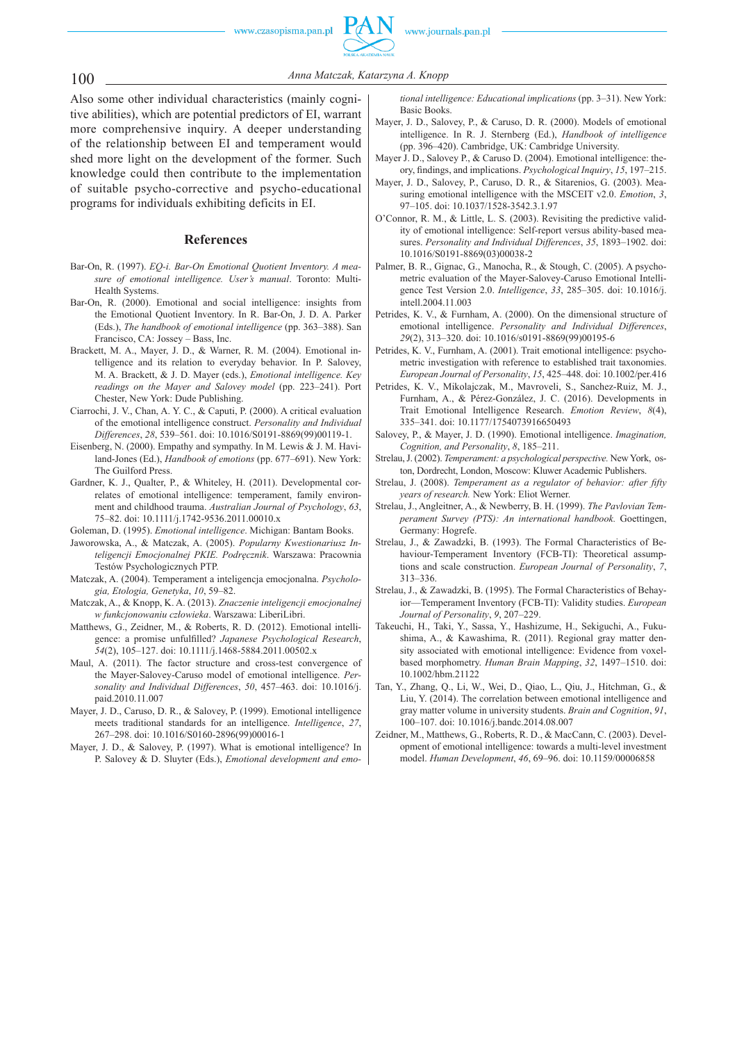Also some other individual characteristics (mainly cognitive abilities), which are potential predictors of EI, warrant more comprehensive inquiry. A deeper understanding of the relationship between EI and temperament would shed more light on the development of the former. Such knowledge could then contribute to the implementation of suitable psycho-corrective and psycho-educational programs for individuals exhibiting deficits in EI.

## References

Bar-On, R. (1997). *EQ-i. Bar-On Emotional Quotient Inventory. A measure of emotional intelligence. User's manual*. Toronto: Multi-Health Systems.

Bar-On, R. (2000). Emotional and social intelligence: insights from the Emotional Quotient Inventory. In R. Bar-On, J. D. A. Parker (Eds.), *The handbook of emotional intelligence* (pp. 363–388). San Francisco, CA: Jossey – Bass, Inc.

Brackett, M. A., Mayer, J. D., & Warner, R. M. (2004). Emotional intelligence and its relation to everyday behavior. In P. Salovey, M. A. Brackett, & J. D. Mayer (eds.), *Emotional intelligence. Key readings on the Mayer and Salovey model* (pp. 223–241). Port Chester, New York: Dude Publishing.

Ciarrochi, J. V., Chan, A. Y. C., & Caputi, P. (2000). A critical evaluation of the emotional intelligence construct. *Personality and Individual Differences*, *28*, 539–561. doi: 10.1016/S0191-8869(99)00119-1.

Eisenberg, N. (2000). Empathy and sympathy. In M. Lewis & J. M. Haviland-Jones (Ed.), *Handbook of emotions* (pp. 677–691). New York: The Guilford Press.

Gardner, K. J., Qualter, P., & Whiteley, H. (2011). Developmental correlates of emotional intelligence: temperament, family environment and childhood trauma. *Australian Journal of Psychology*, *63*, 75–82. doi: 10.1111/j.1742-9536.2011.00010.x

Goleman, D. (1995). *Emotional intelligence*. Michigan: Bantam Books.

Jaworowska, A., & Matczak, A. (2005). *Popularny Kwestionariusz Inteligencji Emocjonalnej PKIE. Podręcznik*. Warszawa: Pracownia Testów Psychologicznych PTP.

Matczak, A. (2004). Temperament a inteligencja emocjonalna. *Psychologia, Etologia, Genetyka*, *10*, 59–82.

Matczak, A., & Knopp, K. A. (2013). *Znaczenie inteligencji emocjonalnej w funkcjonowaniu człowieka*. Warszawa: LiberiLibri.

Matthews, G., Zeidner, M., & Roberts, R. D. (2012). Emotional intelligence: a promise unfulfilled? *Japanese Psychological Research*, *54*(2), 105–127. doi: 10.1111/j.1468-5884.2011.00502.x

Maul, A. (2011). The factor structure and cross-test convergence of the Mayer-Salovey-Caruso model of emotional intelligence. *Personality and Individual Differences*, *50*, 457–463. doi: 10.1016/j.paid.2010.11.007

Mayer, J. D., Caruso, D. R., & Salovey, P. (1999). Emotional intelligence meets traditional standards for an intelligence. *Intelligence*, *27*, 267–298. doi: 10.1016/S0160-2896(99)00016-1

Mayer, J. D., & Salovey, P. (1997). What is emotional intelligence? In P. Salovey & D. Sluyter (Eds.), *Emotional development and emotional intelligence: Educational implications* (pp. 3–31). New York: Basic Books.

Mayer, J. D., Salovey, P., & Caruso, D. R. (2000). Models of emotional intelligence. In R. J. Sternberg (Ed.), *Handbook of intelligence* (pp. 396–420). Cambridge, UK: Cambridge University.

Mayer J. D., Salovey P., & Caruso D. (2004). Emotional intelligence: theory, findings, and implications. *Psychological Inquiry*, *15*, 197–215.

Mayer, J. D., Salovey, P., Caruso, D. R., & Sitarenios, G. (2003). Measuring emotional intelligence with the MSCEIT v2.0. *Emotion*, *3*, 97–105. doi: 10.1037/1528-3542.3.1.97

O'Connor, R. M., & Little, L. S. (2003). Revisiting the predictive validity of emotional intelligence: Self-report versus ability-based measures. *Personality and Individual Differences*, *35*, 1893–1902. doi: 10.1016/S0191-8869(03)00038-2

Palmer, B. R., Gignac, G., Manocha, R., & Stough, C. (2005). A psychometric evaluation of the Mayer-Salovey-Caruso Emotional Intelligence Test Version 2.0. *Intelligence*, *33*, 285–305. doi: 10.1016/j.intell.2004.11.003

Petrides, K. V., & Furnham, A. (2000). On the dimensional structure of emotional intelligence. *Personality and Individual Differences*, *29*(2), 313–320. doi: 10.1016/s0191-8869(99)00195-6

Petrides, K. V., Furnham, A. (2001). Trait emotional intelligence: psychometric investigation with reference to established trait taxonomies. *European Journal of Personality*, *15*, 425–448. doi: 10.1002/per.416

Petrides, K. V., Mikolajczak, M., Mavroveli, S., Sanchez-Ruiz, M. J., Furnham, A., & Pérez-González, J. C. (2016). Developments in Trait Emotional Intelligence Research. *Emotion Review*, *8*(4), 335–341. doi: 10.1177/1754073916650493

Salovey, P., & Mayer, J. D. (1990). Emotional intelligence. *Imagination, Cognition, and Personality*, *8*, 185–211.

Strelau, J. (2002). *Temperament: a psychological perspective.* New York, oston, Dordrecht, London, Moscow: Kluwer Academic Publishers.

Strelau, J. (2008). *Temperament as a regulator of behavior: after fifty years of research.* New York: Eliot Werner.

Strelau, J., Angleitner, A., & Newberry, B. H. (1999). *The Pavlovian Temperament Survey (PTS): An international handbook.* Goettingen, Germany: Hogrefe.

Strelau, J., & Zawadzki, B. (1993). The Formal Characteristics of Behaviour-Temperament Inventory (FCB-TI): Theoretical assumptions and scale construction. *European Journal of Personality*, *7*, 313–336.

Strelau, J., & Zawadzki, B. (1995). The Formal Characteristics of Behavior—Temperament Inventory (FCB-TI): Validity studies. *European Journal of Personality*, *9*, 207–229.

Takeuchi, H., Taki, Y., Sassa, Y., Hashizume, H., Sekiguchi, A., Fukushima, A., & Kawashima, R. (2011). Regional gray matter density associated with emotional intelligence: Evidence from voxel-based morphometry. *Human Brain Mapping*, *32*, 1497–1510. doi: 10.1002/hbm.21122

Tan, Y., Zhang, Q., Li, W., Wei, D., Qiao, L., Qiu, J., Hitchman, G., & Liu, Y. (2014). The correlation between emotional intelligence and gray matter volume in university students. *Brain and Cognition*, *91*, 100–107. doi: 10.1016/j.bandc.2014.08.007

Zeidner, M., Matthews, G., Roberts, R. D., & MacCann, C. (2003). Development of emotional intelligence: towards a multi-level investment model. *Human Development*, *46*, 69–96. doi: 10.1159/00006858